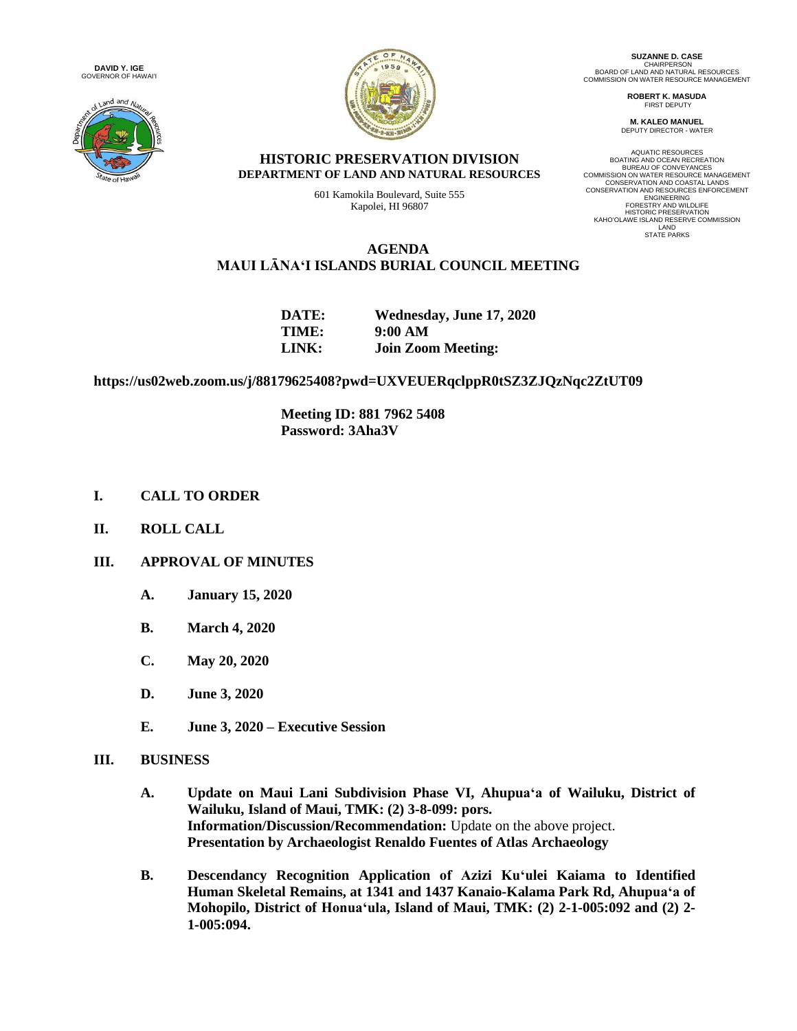**DAVID Y. IGE**
GOVERNOR OF HAWAI'I

**SUZANNE D. CASE**
CHAIRPERSON
BOARD OF LAND AND NATURAL RESOURCES
COMMISSION ON WATER RESOURCE MANAGEMENT

**ROBERT K. MASUDA**
FIRST DEPUTY

**M. KALEO MANUEL**
DEPUTY DIRECTOR - WATER

AQUATIC RESOURCES
BOATING AND OCEAN RECREATION
BUREAU OF CONVEYANCES
COMMISSION ON WATER RESOURCE MANAGEMENT
CONSERVATION AND COASTAL LANDS
CONSERVATION AND RESOURCES ENFORCEMENT
ENGINEERING
FORESTRY AND WILDLIFE
HISTORIC PRESERVATION
KAHO'OLAWE ISLAND RESERVE COMMISSION
LAND
STATE PARKS

**HISTORIC PRESERVATION DIVISION**
**DEPARTMENT OF LAND AND NATURAL RESOURCES**

601 Kamokila Boulevard, Suite 555
Kapolei, HI 96807

# AGENDA
# MAUI LĀNAʻI ISLANDS BURIAL COUNCIL MEETING

**DATE:** **Wednesday, June 17, 2020**
**TIME:** **9:00 AM**
**LINK:** **Join Zoom Meeting:**

**https://us02web.zoom.us/j/88179625408?pwd=UXVEUERqclppR0tSZ3ZJQzNqc2ZtUT09**

**Meeting ID: 881 7962 5408**
**Password: 3Aha3V**

**I. CALL TO ORDER**

**II. ROLL CALL**

**III. APPROVAL OF MINUTES**

- **A. January 15, 2020**
- **B. March 4, 2020**
- **C. May 20, 2020**
- **D. June 3, 2020**
- **E. June 3, 2020 – Executive Session**

**III. BUSINESS**

**A. Update on Maui Lani Subdivision Phase VI, Ahupuaʻa of Wailuku, District of Wailuku, Island of Maui, TMK: (2) 3-8-099: pors.**
**Information/Discussion/Recommendation:** Update on the above project.
**Presentation by Archaeologist Renaldo Fuentes of Atlas Archaeology**

**B. Descendancy Recognition Application of Azizi Kuʻulei Kaiama to Identified Human Skeletal Remains, at 1341 and 1437 Kanaio-Kalama Park Rd, Ahupuaʻa of Mohopilo, District of Honuaʻula, Island of Maui, TMK: (2) 2-1-005:092 and (2) 2-1-005:094.**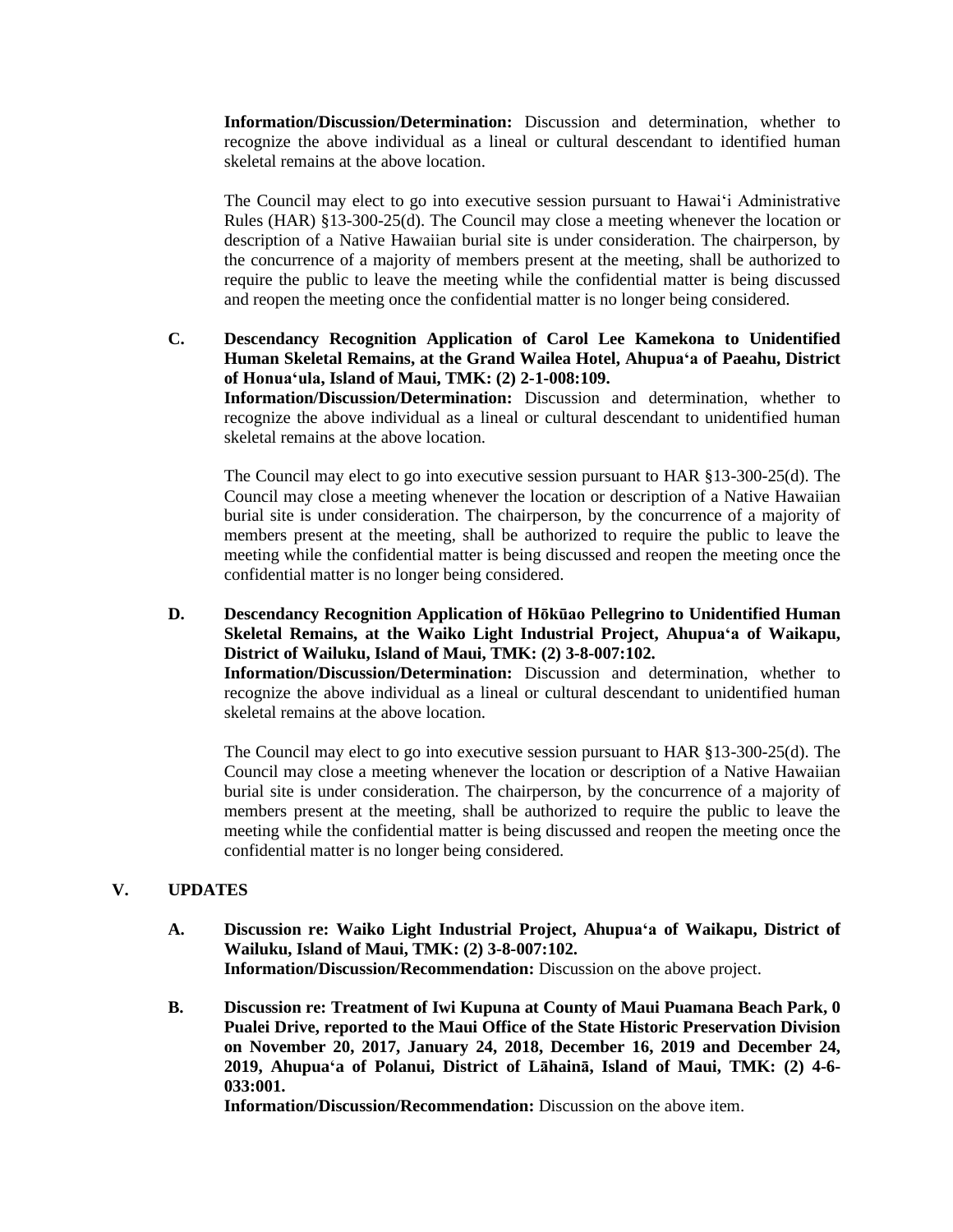**Information/Discussion/Determination:** Discussion and determination, whether to recognize the above individual as a lineal or cultural descendant to identified human skeletal remains at the above location.

The Council may elect to go into executive session pursuant to Hawaiʻi Administrative Rules (HAR) §13-300-25(d). The Council may close a meeting whenever the location or description of a Native Hawaiian burial site is under consideration. The chairperson, by the concurrence of a majority of members present at the meeting, shall be authorized to require the public to leave the meeting while the confidential matter is being discussed and reopen the meeting once the confidential matter is no longer being considered.

**C. Descendancy Recognition Application of Carol Lee Kamekona to Unidentified Human Skeletal Remains, at the Grand Wailea Hotel, Ahupuaʻa of Paeahu, District of Honuaʻula, Island of Maui, TMK: (2) 2-1-008:109.**
**Information/Discussion/Determination:** Discussion and determination, whether to recognize the above individual as a lineal or cultural descendant to unidentified human skeletal remains at the above location.

The Council may elect to go into executive session pursuant to HAR §13-300-25(d). The Council may close a meeting whenever the location or description of a Native Hawaiian burial site is under consideration. The chairperson, by the concurrence of a majority of members present at the meeting, shall be authorized to require the public to leave the meeting while the confidential matter is being discussed and reopen the meeting once the confidential matter is no longer being considered.

**D. Descendancy Recognition Application of Hōkūao Pellegrino to Unidentified Human Skeletal Remains, at the Waiko Light Industrial Project, Ahupuaʻa of Waikapu, District of Wailuku, Island of Maui, TMK: (2) 3-8-007:102.**
**Information/Discussion/Determination:** Discussion and determination, whether to recognize the above individual as a lineal or cultural descendant to unidentified human skeletal remains at the above location.

The Council may elect to go into executive session pursuant to HAR §13-300-25(d). The Council may close a meeting whenever the location or description of a Native Hawaiian burial site is under consideration. The chairperson, by the concurrence of a majority of members present at the meeting, shall be authorized to require the public to leave the meeting while the confidential matter is being discussed and reopen the meeting once the confidential matter is no longer being considered.

## V. UPDATES

**A. Discussion re: Waiko Light Industrial Project, Ahupuaʻa of Waikapu, District of Wailuku, Island of Maui, TMK: (2) 3-8-007:102.**
**Information/Discussion/Recommendation:** Discussion on the above project.

**B. Discussion re: Treatment of Iwi Kupuna at County of Maui Puamana Beach Park, 0 Pualei Drive, reported to the Maui Office of the State Historic Preservation Division on November 20, 2017, January 24, 2018, December 16, 2019 and December 24, 2019, Ahupuaʻa of Polanui, District of Lāhainā, Island of Maui, TMK: (2) 4-6-033:001.**
**Information/Discussion/Recommendation:** Discussion on the above item.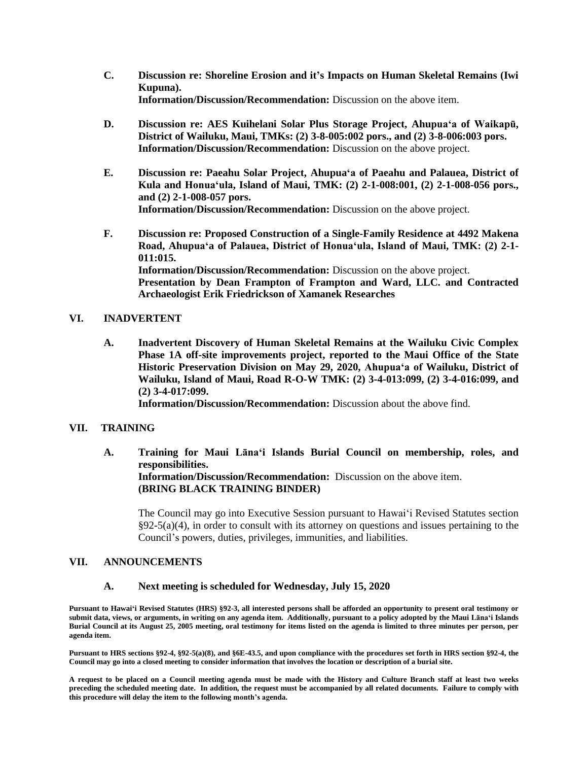**C. Discussion re: Shoreline Erosion and it's Impacts on Human Skeletal Remains (Iwi Kupuna).**
**Information/Discussion/Recommendation:** Discussion on the above item.

**D. Discussion re: AES Kuihelani Solar Plus Storage Project, Ahupuaʻa of Waikapū, District of Wailuku, Maui, TMKs: (2) 3-8-005:002 pors., and (2) 3-8-006:003 pors.**
**Information/Discussion/Recommendation:** Discussion on the above project.

**E. Discussion re: Paeahu Solar Project, Ahupuaʻa of Paeahu and Palauea, District of Kula and Honuaʻula, Island of Maui, TMK: (2) 2-1-008:001, (2) 2-1-008-056 pors., and (2) 2-1-008-057 pors.**
**Information/Discussion/Recommendation:** Discussion on the above project.

**F. Discussion re: Proposed Construction of a Single-Family Residence at 4492 Makena Road, Ahupuaʻa of Palauea, District of Honuaʻula, Island of Maui, TMK: (2) 2-1-011:015.**
**Information/Discussion/Recommendation:** Discussion on the above project.
**Presentation by Dean Frampton of Frampton and Ward, LLC. and Contracted Archaeologist Erik Friedrickson of Xamanek Researches**

## VI. INADVERTENT

**A. Inadvertent Discovery of Human Skeletal Remains at the Wailuku Civic Complex Phase 1A off-site improvements project, reported to the Maui Office of the State Historic Preservation Division on May 29, 2020, Ahupuaʻa of Wailuku, District of Wailuku, Island of Maui, Road R-O-W TMK: (2) 3-4-013:099, (2) 3-4-016:099, and (2) 3-4-017:099.**
**Information/Discussion/Recommendation:** Discussion about the above find.

## VII. TRAINING

**A. Training for Maui Lānaʻi Islands Burial Council on membership, roles, and responsibilities.**
**Information/Discussion/Recommendation:** Discussion on the above item.
**(BRING BLACK TRAINING BINDER)**

The Council may go into Executive Session pursuant to Hawaiʻi Revised Statutes section §92-5(a)(4), in order to consult with its attorney on questions and issues pertaining to the Council's powers, duties, privileges, immunities, and liabilities.

## VII. ANNOUNCEMENTS

**A. Next meeting is scheduled for Wednesday, July 15, 2020**

**Pursuant to Hawaiʻi Revised Statutes (HRS) §92-3, all interested persons shall be afforded an opportunity to present oral testimony or submit data, views, or arguments, in writing on any agenda item. Additionally, pursuant to a policy adopted by the Maui Lānaʻi Islands Burial Council at its August 25, 2005 meeting, oral testimony for items listed on the agenda is limited to three minutes per person, per agenda item.**

**Pursuant to HRS sections §92-4, §92-5(a)(8), and §6E-43.5, and upon compliance with the procedures set forth in HRS section §92-4, the Council may go into a closed meeting to consider information that involves the location or description of a burial site.**

**A request to be placed on a Council meeting agenda must be made with the History and Culture Branch staff at least two weeks preceding the scheduled meeting date. In addition, the request must be accompanied by all related documents. Failure to comply with this procedure will delay the item to the following month's agenda.**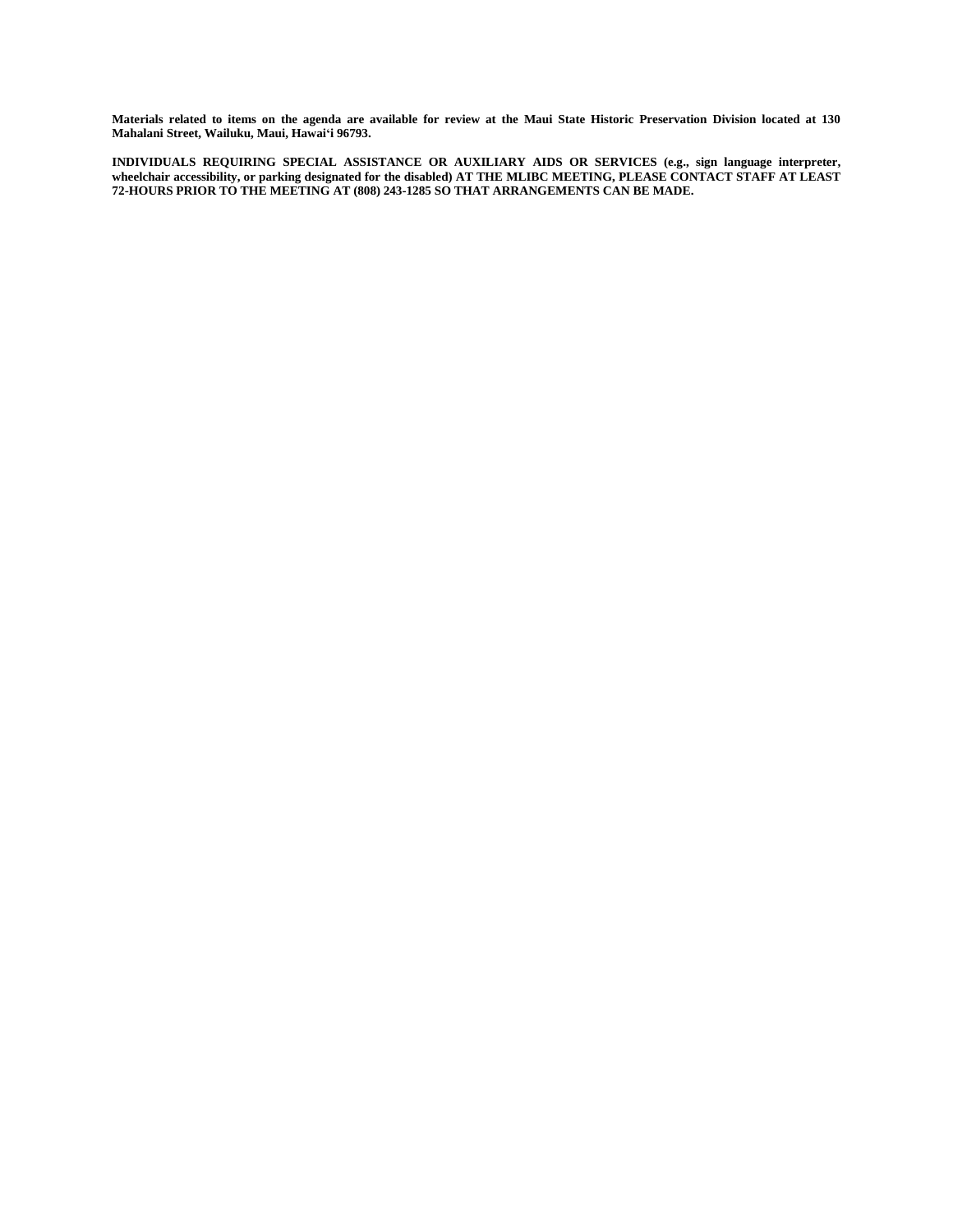**Materials related to items on the agenda are available for review at the Maui State Historic Preservation Division located at 130 Mahalani Street, Wailuku, Maui, Hawai'i 96793.**

**INDIVIDUALS REQUIRING SPECIAL ASSISTANCE OR AUXILIARY AIDS OR SERVICES (e.g., sign language interpreter, wheelchair accessibility, or parking designated for the disabled) AT THE MLIBC MEETING, PLEASE CONTACT STAFF AT LEAST 72-HOURS PRIOR TO THE MEETING AT (808) 243-1285 SO THAT ARRANGEMENTS CAN BE MADE.**